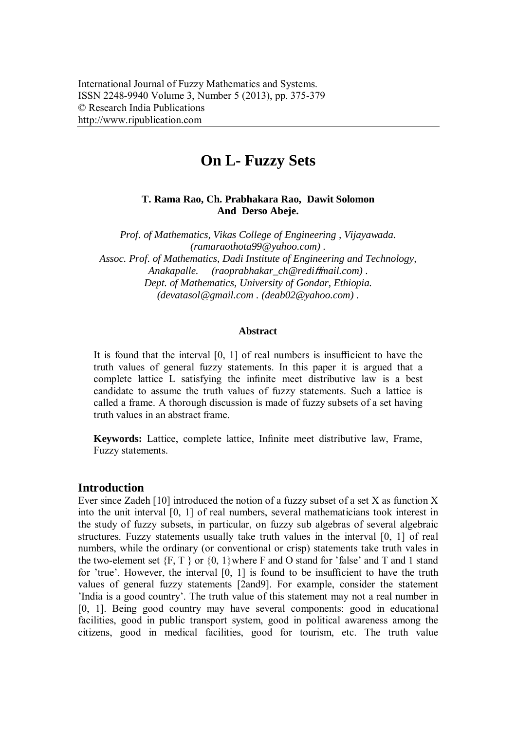International Journal of Fuzzy Mathematics and Systems.
ISSN 2248-9940 Volume 3, Number 5 (2013), pp. 375-379
© Research India Publications
http://www.ripublication.com

# On L- Fuzzy Sets

**T. Rama Rao, Ch. Prabhakara Rao, Dawit Solomon And Derso Abeje.**

*Prof. of Mathematics, Vikas College of Engineering , Vijayawada. (ramaraothota99@yahoo.com) .*
*Assoc. Prof. of Mathematics, Dadi Institute of Engineering and Technology, Anakapalle. (raoprabhakar_ch@rediffmail.com) .*
*Dept. of Mathematics, University of Gondar, Ethiopia. (devatasol@gmail.com . (deab02@yahoo.com) .*

## Abstract

It is found that the interval [0, 1] of real numbers is insufficient to have the truth values of general fuzzy statements. In this paper it is argued that a complete lattice L satisfying the infinite meet distributive law is a best candidate to assume the truth values of fuzzy statements. Such a lattice is called a frame. A thorough discussion is made of fuzzy subsets of a set having truth values in an abstract frame.

**Keywords:** Lattice, complete lattice, Infinite meet distributive law, Frame, Fuzzy statements.

## Introduction

Ever since Zadeh [10] introduced the notion of a fuzzy subset of a set X as function X into the unit interval [0, 1] of real numbers, several mathematicians took interest in the study of fuzzy subsets, in particular, on fuzzy sub algebras of several algebraic structures. Fuzzy statements usually take truth values in the interval [0, 1] of real numbers, while the ordinary (or conventional or crisp) statements take truth vales in the two-element set {F, T } or {0, 1}where F and O stand for 'false' and T and 1 stand for 'true'. However, the interval [0, 1] is found to be insufficient to have the truth values of general fuzzy statements [2and9]. For example, consider the statement 'India is a good country'. The truth value of this statement may not a real number in [0, 1]. Being good country may have several components: good in educational facilities, good in public transport system, good in political awareness among the citizens, good in medical facilities, good for tourism, etc. The truth value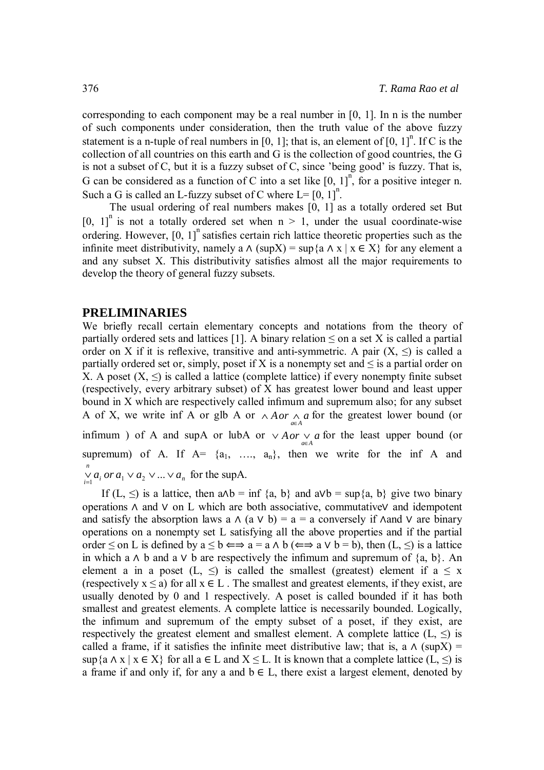corresponding to each component may be a real number in [0, 1]. In n is the number of such components under consideration, then the truth value of the above fuzzy statement is a n-tuple of real numbers in [0, 1]; that is, an element of $[0, 1]^n$. If C is the collection of all countries on this earth and G is the collection of good countries, the G is not a subset of C, but it is a fuzzy subset of C, since 'being good' is fuzzy. That is, G can be considered as a function of C into a set like $[0, 1]^n$, for a positive integer n. Such a G is called an L-fuzzy subset of C where L= $[0, 1]^n$.

The usual ordering of real numbers makes [0, 1] as a totally ordered set But $[0, 1]^n$ is not a totally ordered set when n > 1, under the usual coordinate-wise ordering. However, $[0, 1]^n$ satisfies certain rich lattice theoretic properties such as the infinite meet distributivity, namely $a \wedge (\sup X) = \sup\{a \wedge x \mid x \in X\}$ for any element a and any subset X. This distributivity satisfies almost all the major requirements to develop the theory of general fuzzy subsets.

## PRELIMINARIES

We briefly recall certain elementary concepts and notations from the theory of partially ordered sets and lattices [1]. A binary relation $\leq$ on a set X is called a partial order on X if it is reflexive, transitive and anti-symmetric. A pair $(X, \leq)$ is called a partially ordered set or, simply, poset if X is a nonempty set and $\leq$ is a partial order on X. A poset $(X, \leq)$ is called a lattice (complete lattice) if every nonempty finite subset (respectively, every arbitrary subset) of X has greatest lower bound and least upper bound in X which are respectively called infimum and supremum also; for any subset A of X, we write inf A or glb A or $\wedge A$ or $\underset{a\in A}{\wedge} a$ for the greatest lower bound (or infimum ) of A and supA or lubA or $\vee A$ or $\underset{a\in A}{\vee} a$ for the least upper bound (or supremum) of A. If A= $\{a_1, \ldots, a_n\}$, then we write for the inf A and $\overset{n}{\underset{i=1}{\vee}} a_i$ or $a_1 \vee a_2 \vee \ldots \vee a_n$ for the supA.

If $(L, \leq)$ is a lattice, then $a \wedge b = \inf \{a, b\}$ and $a \vee b = \sup\{a, b\}$ give two binary operations $\wedge$ and $\vee$ on L which are both associative, commutative$\vee$ and idempotent and satisfy the absorption laws $a \wedge (a \vee b) = a =$ a conversely if $\wedge$and $\vee$ are binary operations on a nonempty set L satisfying all the above properties and if the partial order $\leq$ on L is defined by $a \leq b \Longleftrightarrow a = a \wedge b$ ($\Longleftrightarrow a \vee b = b$), then $(L, \leq)$ is a lattice in which $a \wedge b$ and $a \vee b$ are respectively the infimum and supremum of {a, b}. An element a in a poset $(L, \leq)$ is called the smallest (greatest) element if $a \leq x$ (respectively $x \leq a$) for all $x \in L$ . The smallest and greatest elements, if they exist, are usually denoted by 0 and 1 respectively. A poset is called bounded if it has both smallest and greatest elements. A complete lattice is necessarily bounded. Logically, the infimum and supremum of the empty subset of a poset, if they exist, are respectively the greatest element and smallest element. A complete lattice $(L, \leq)$ is called a frame, if it satisfies the infinite meet distributive law; that is, $a \wedge (\sup X) = \sup\{a \wedge x \mid x \in X\}$ for all $a \in L$ and $X \leq L$. It is known that a complete lattice $(L, \leq)$ is a frame if and only if, for any a and $b \in L$, there exist a largest element, denoted by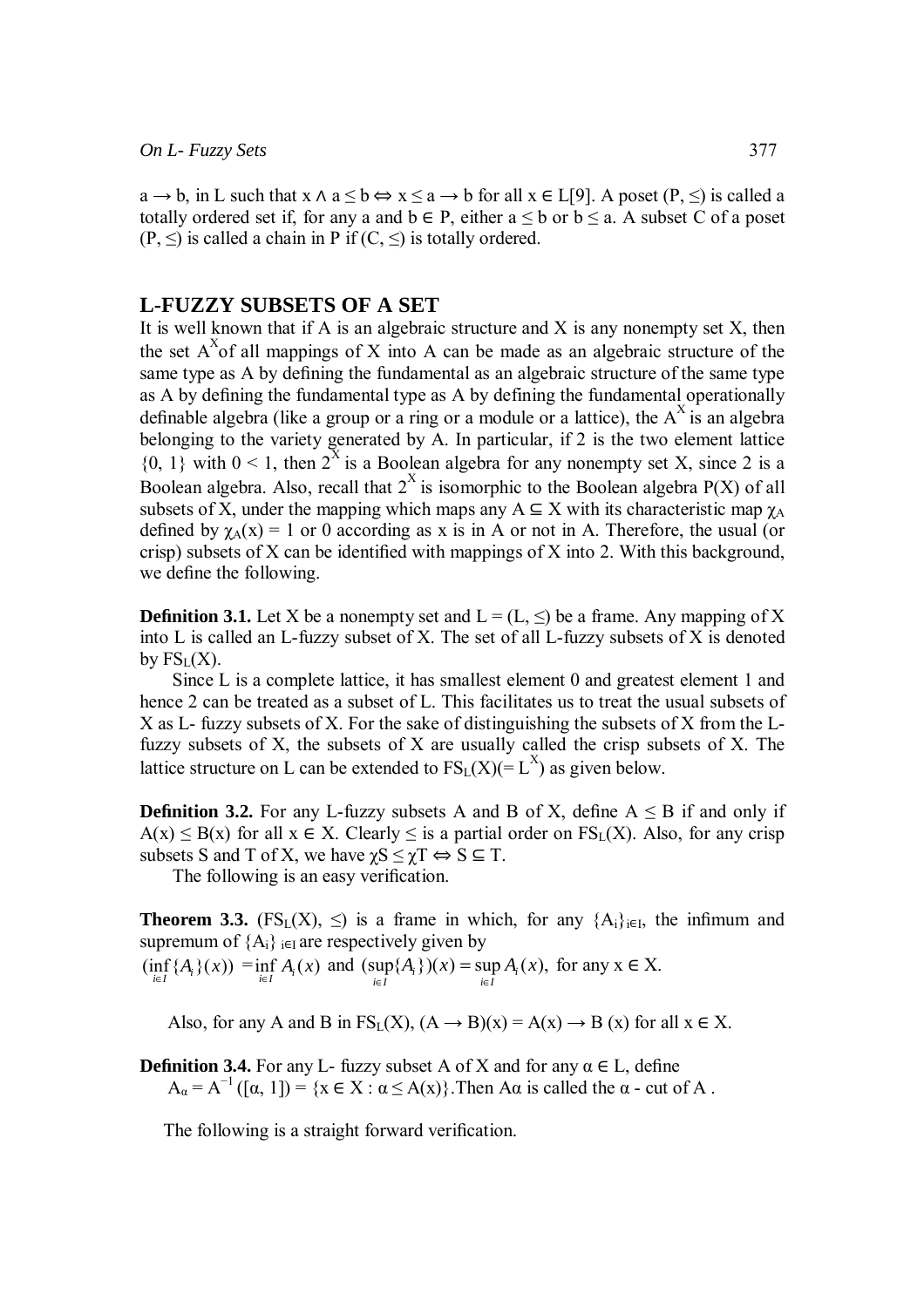$a \to b$, in L such that $x \wedge a \leq b \Leftrightarrow x \leq a \to b$ for all $x \in L$[9]. A poset $(P, \leq)$ is called a totally ordered set if, for any a and $b \in P$, either $a \leq b$ or $b \leq a$. A subset C of a poset $(P, \leq)$ is called a chain in P if $(C, \leq)$ is totally ordered.

## L-FUZZY SUBSETS OF A SET

It is well known that if A is an algebraic structure and X is any nonempty set X, then the set $A^X$ of all mappings of X into A can be made as an algebraic structure of the same type as A by defining the fundamental as an algebraic structure of the same type as A by defining the fundamental type as A by defining the fundamental operationally definable algebra (like a group or a ring or a module or a lattice), the $A^X$ is an algebra belonging to the variety generated by A. In particular, if 2 is the two element lattice $\{0, 1\}$ with $0 < 1$, then $2^X$ is a Boolean algebra for any nonempty set X, since 2 is a Boolean algebra. Also, recall that $2^X$ is isomorphic to the Boolean algebra P(X) of all subsets of X, under the mapping which maps any $A \subseteq X$ with its characteristic map $\chi_A$ defined by $\chi_A(x) = 1$ or 0 according as x is in A or not in A. Therefore, the usual (or crisp) subsets of X can be identified with mappings of X into 2. With this background, we define the following.

**Definition 3.1.** Let X be a nonempty set and $L = (L, \leq)$ be a frame. Any mapping of X into L is called an L-fuzzy subset of X. The set of all L-fuzzy subsets of X is denoted by $FS_L(X)$.

Since L is a complete lattice, it has smallest element 0 and greatest element 1 and hence 2 can be treated as a subset of L. This facilitates us to treat the usual subsets of X as L- fuzzy subsets of X. For the sake of distinguishing the subsets of X from the L-fuzzy subsets of X, the subsets of X are usually called the crisp subsets of X. The lattice structure on L can be extended to $FS_L(X)(= L^X)$ as given below.

**Definition 3.2.** For any L-fuzzy subsets A and B of X, define $A \leq B$ if and only if $A(x) \leq B(x)$ for all $x \in X$. Clearly $\leq$ is a partial order on $FS_L(X)$. Also, for any crisp subsets S and T of X, we have $\chi S \leq \chi T \Leftrightarrow S \subseteq T$.

The following is an easy verification.

**Theorem 3.3.** $(FS_L(X), \leq)$ is a frame in which, for any $\{A_i\}_{i\in I}$, the infimum and supremum of $\{A_i\}_{i\in I}$ are respectively given by

$(\inf_{i \in I}\{A_i\}(x)) = \inf_{i \in I} A_i(x)$ and $(\sup_{i \in I}\{A_i\})(x) = \sup_{i \in I} A_i(x)$, for any $x \in X$.

Also, for any A and B in $FS_L(X)$, $(A \to B)(x) = A(x) \to B(x)$ for all $x \in X$.

**Definition 3.4.** For any L- fuzzy subset A of X and for any $\alpha \in L$, define
$A_\alpha = A^{-1}([\alpha, 1]) = \{x \in X : \alpha \leq A(x)\}$. Then $A\alpha$ is called the $\alpha$ - cut of A .

The following is a straight forward verification.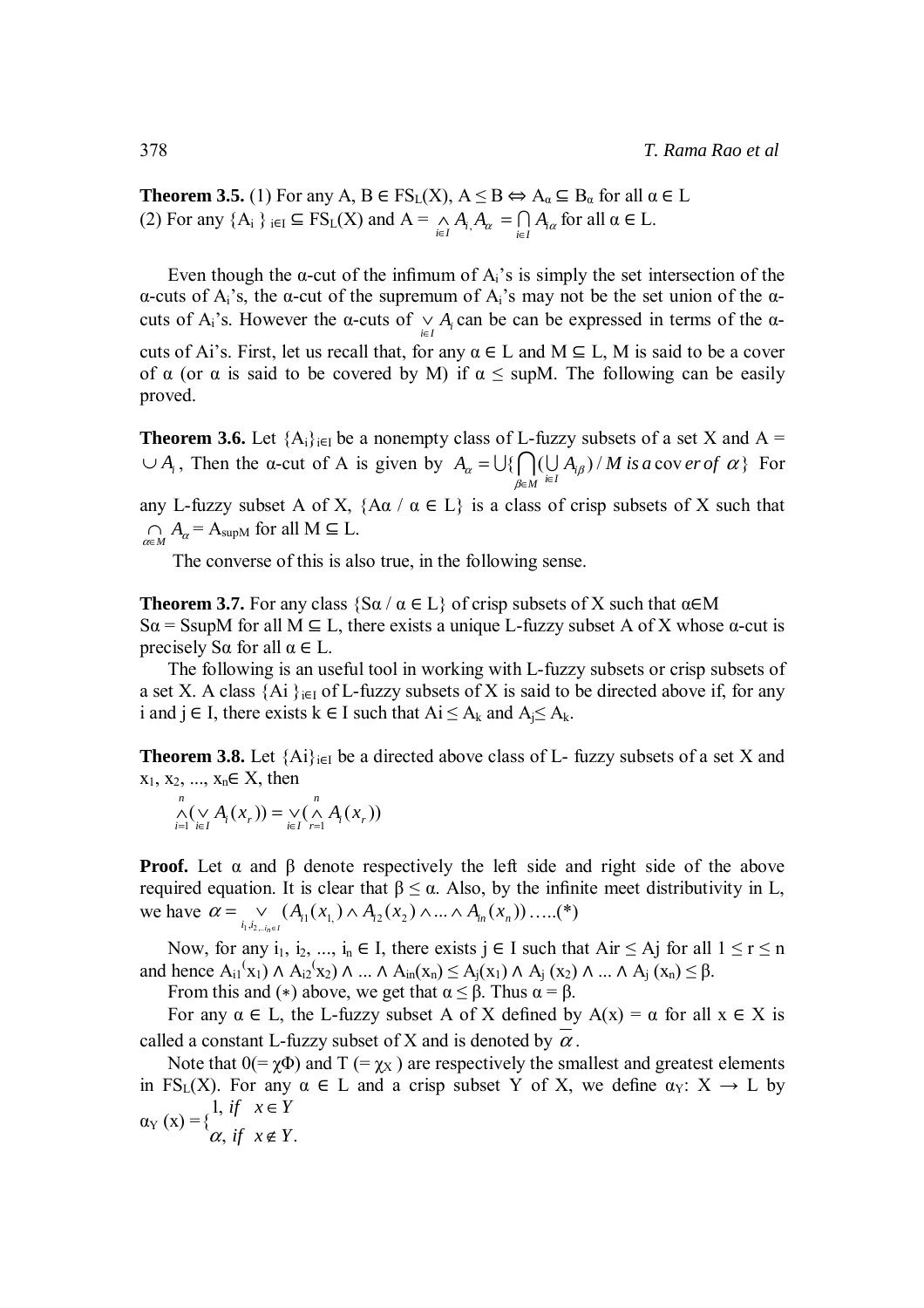**Theorem 3.5.** (1) For any A, B ∈ $FS_L(X)$, A ≤ B ⇔ $A_\alpha \subseteq B_\alpha$ for all α ∈ L
(2) For any $\{A_i\}_{i\in I} \subseteq FS_L(X)$ and A = $\underset{i\in I}{\wedge} A_i$, $A_\alpha = \bigcap_{i\in I} A_{i\alpha}$ for all α ∈ L.

Even though the α-cut of the infimum of $A_i$'s is simply the set intersection of the α-cuts of $A_i$'s, the α-cut of the supremum of $A_i$'s may not be the set union of the α-cuts of $A_i$'s. However the α-cuts of $\underset{i\in I}{\vee} A_i$ can be can be expressed in terms of the α-cuts of Ai's. First, let us recall that, for any α ∈ L and M ⊆ L, M is said to be a cover of α (or α is said to be covered by M) if α ≤ supM. The following can be easily proved.

**Theorem 3.6.** Let $\{A_i\}_{i\in I}$ be a nonempty class of L-fuzzy subsets of a set X and A = $\cup A_i$, Then the α-cut of A is given by $A_\alpha = \bigcup\{\bigcap_{\beta\in M}(\bigcup_{i\in I} A_{i\beta}) \,/\, M \text{ is a cover of } \alpha\}$ For any L-fuzzy subset A of X, {Aα / α ∈ L} is a class of crisp subsets of X such that $\underset{\alpha\in M}{\cap} A_\alpha = A_{\sup M}$ for all M ⊆ L.

The converse of this is also true, in the following sense.

**Theorem 3.7.** For any class {Sα / α ∈ L} of crisp subsets of X such that α∈M
Sα = SsupM for all M ⊆ L, there exists a unique L-fuzzy subset A of X whose α-cut is precisely Sα for all α ∈ L.

The following is an useful tool in working with L-fuzzy subsets or crisp subsets of a set X. A class $\{Ai\}_{i\in I}$ of L-fuzzy subsets of X is said to be directed above if, for any i and j ∈ I, there exists k ∈ I such that Ai ≤ $A_k$ and $A_j$ ≤ $A_k$.

**Theorem 3.8.** Let $\{Ai\}_{i\in I}$ be a directed above class of L- fuzzy subsets of a set X and $x_1, x_2, ..., x_n$ ∈ X, then

$$\overset{n}{\underset{i=1}{\wedge}}(\underset{i\in I}{\vee} A_i(x_r)) = \underset{i\in I}{\vee}(\overset{n}{\underset{r=1}{\wedge}} A_i(x_r))$$

**Proof.** Let α and β denote respectively the left side and right side of the above required equation. It is clear that β ≤ α. Also, by the infinite meet distributivity in L, we have $\alpha = \underset{i_1,i_2,...i_n\in I}{\vee}(A_{i1}(x_1) \wedge A_{i2}(x_2) \wedge ... \wedge A_{in}(x_n))$ .....(*)

Now, for any $i_1, i_2, ..., i_n$ ∈ I, there exists j ∈ I such that Air ≤ Aj for all 1 ≤ r ≤ n and hence $A_{i1}(x_1) \wedge A_{i2}(x_2) \wedge ... \wedge A_{in}(x_n) \le A_j(x_1) \wedge A_j(x_2) \wedge ... \wedge A_j(x_n) \le \beta$.

From this and (∗) above, we get that α ≤ β. Thus α = β.

For any α ∈ L, the L-fuzzy subset A of X defined by A(x) = α for all x ∈ X is called a constant L-fuzzy subset of X and is denoted by $\overline{\alpha}$.

Note that 0(= $\chi_\Phi$) and T (= $\chi_X$ ) are respectively the smallest and greatest elements in $FS_L(X)$. For any α ∈ L and a crisp subset Y of X, we define $\alpha_Y$: X → L by

$$\alpha_Y(x) = \begin{cases} 1, & \text{if } x \in Y \\ \alpha, & \text{if } x \notin Y. \end{cases}$$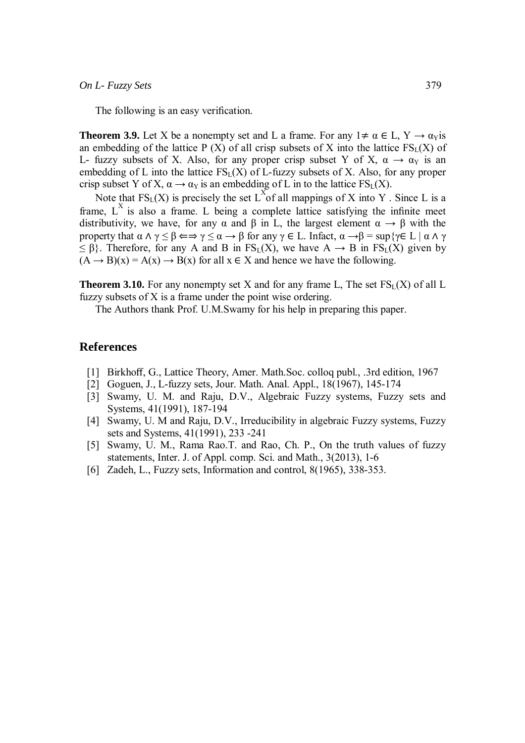The following is an easy verification.

**Theorem 3.9.** Let X be a nonempty set and L a frame. For any $1 \neq \alpha \in L$, $Y \rightarrow \alpha_Y$ is an embedding of the lattice P (X) of all crisp subsets of X into the lattice $FS_L(X)$ of L- fuzzy subsets of X. Also, for any proper crisp subset Y of X, $\alpha \rightarrow \alpha_Y$ is an embedding of L into the lattice $FS_L(X)$ of L-fuzzy subsets of X. Also, for any proper crisp subset Y of X, $\alpha \rightarrow \alpha_Y$ is an embedding of L in to the lattice $FS_L(X)$.

Note that $FS_L(X)$ is precisely the set $L^X$ of all mappings of X into Y . Since L is a frame, $L^X$ is also a frame. L being a complete lattice satisfying the infinite meet distributivity, we have, for any $\alpha$ and $\beta$ in L, the largest element $\alpha \rightarrow \beta$ with the property that $\alpha \wedge \gamma \leq \beta \Leftarrow\Rightarrow \gamma \leq \alpha \rightarrow \beta$ for any $\gamma \in L$. Infact, $\alpha \rightarrow \beta = \sup\{\gamma \in L \mid \alpha \wedge \gamma \leq \beta\}$. Therefore, for any A and B in $FS_L(X)$, we have $A \rightarrow B$ in $FS_L(X)$ given by $(A \rightarrow B)(x) = A(x) \rightarrow B(x)$ for all $x \in X$ and hence we have the following.

**Theorem 3.10.** For any nonempty set X and for any frame L, The set $FS_L(X)$ of all L fuzzy subsets of X is a frame under the point wise ordering.

The Authors thank Prof. U.M.Swamy for his help in preparing this paper.

## References

[1] Birkhoff, G., Lattice Theory, Amer. Math.Soc. colloq publ., .3rd edition, 1967

[2] Goguen, J., L-fuzzy sets, Jour. Math. Anal. Appl., 18(1967), 145-174

[3] Swamy, U. M. and Raju, D.V., Algebraic Fuzzy systems, Fuzzy sets and Systems, 41(1991), 187-194

[4] Swamy, U. M and Raju, D.V., Irreducibility in algebraic Fuzzy systems, Fuzzy sets and Systems, 41(1991), 233 -241

[5] Swamy, U. M., Rama Rao.T. and Rao, Ch. P., On the truth values of fuzzy statements, Inter. J. of Appl. comp. Sci. and Math., 3(2013), 1-6

[6] Zadeh, L., Fuzzy sets, Information and control, 8(1965), 338-353.